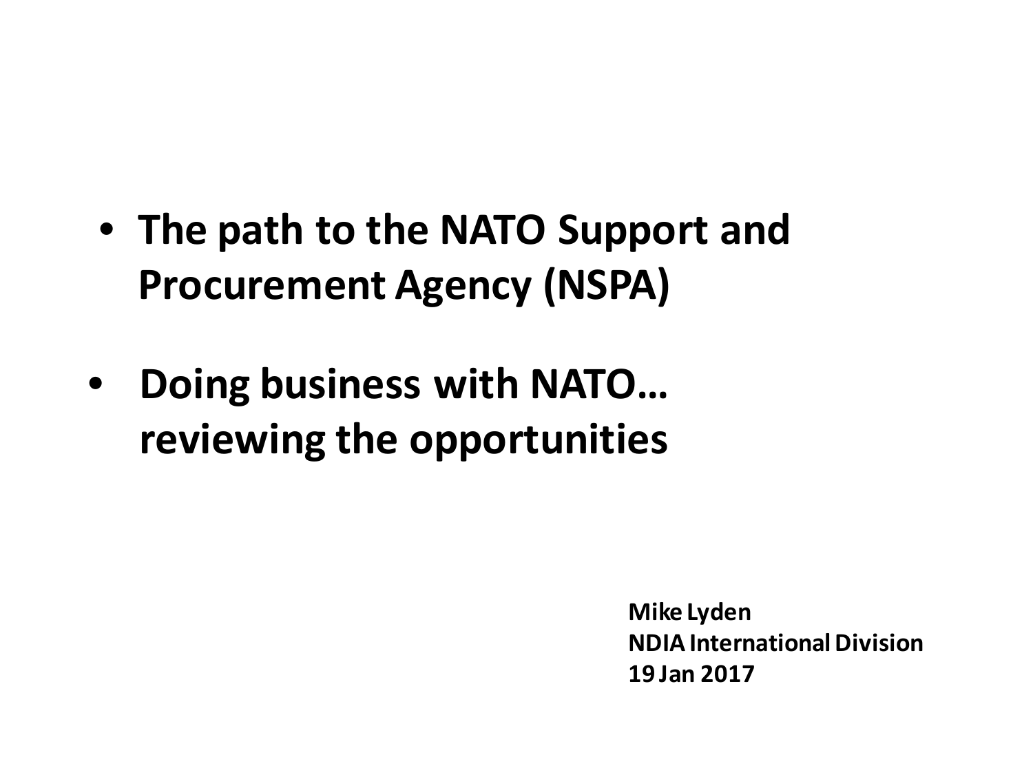- **The path to the NATO Support and Procurement Agency (NSPA)**

- **Doing business with NATO… reviewing the opportunities**

**Mike Lyden**
**NDIA International Division**
**19 Jan 2017**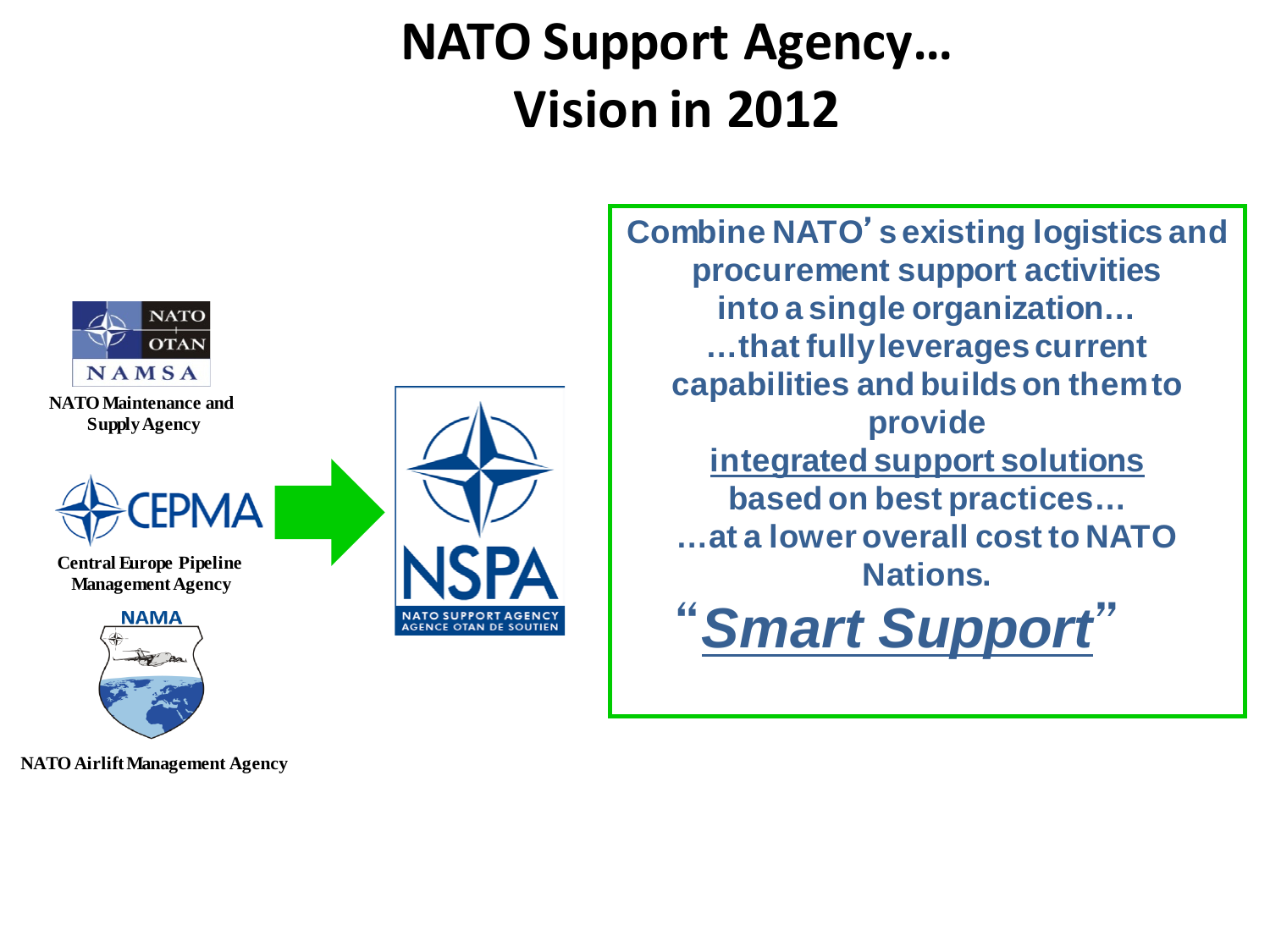# NATO Support Agency… Vision in 2012

NAMSA

NATO Maintenance and Supply Agency

CEPMA

Central Europe Pipeline Management Agency

NAMA

NATO Airlift Management Agency

NSPA

NATO SUPPORT AGENCY
AGENCE OTAN DE SOUTIEN

**Combine NATO's existing logistics and procurement support activities into a single organization… …that fully leverages current capabilities and builds on them to provide <u>integrated support solutions</u> based on best practices… …at a lower overall cost to NATO Nations.**

**"*<u>Smart Support</u>*"**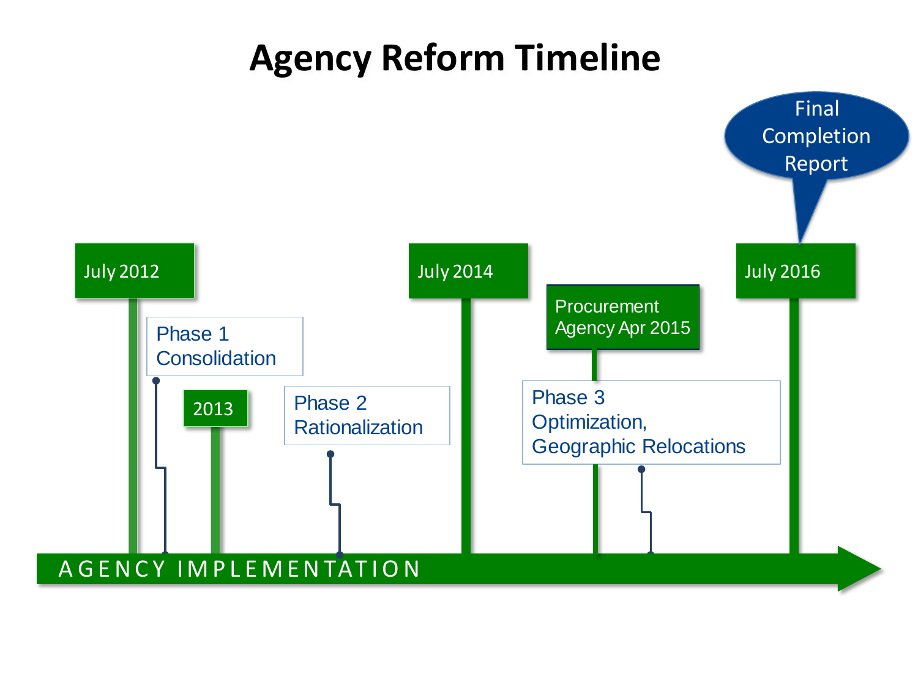# Agency Reform Timeline

- July 2012
- Phase 1 Consolidation
- 2013
- Phase 2 Rationalization
- July 2014
- Procurement Agency Apr 2015
- Phase 3 Optimization, Geographic Relocations
- July 2016
- Final Completion Report

AGENCY IMPLEMENTATION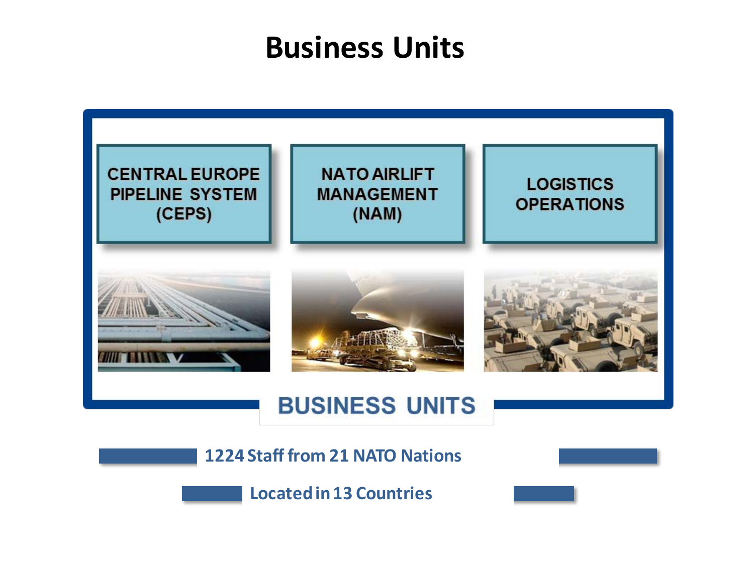# Business Units

CENTRAL EUROPE PIPELINE SYSTEM (CEPS)

NATO AIRLIFT MANAGEMENT (NAM)

LOGISTICS OPERATIONS

BUSINESS UNITS

1224 Staff from 21 NATO Nations

Located in 13 Countries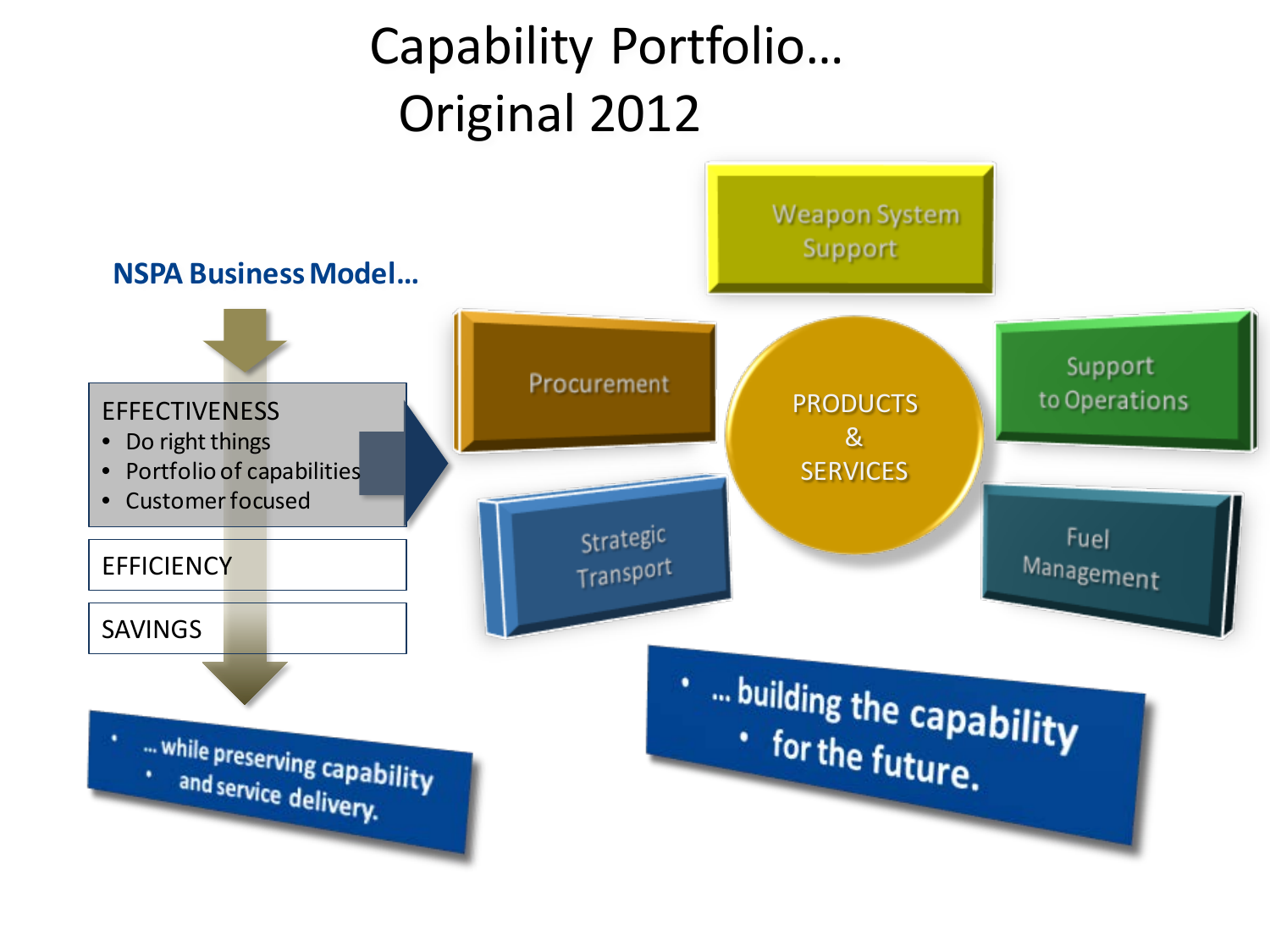# Capability Portfolio… Original 2012

## NSPA Business Model…

**EFFECTIVENESS**
- Do right things
- Portfolio of capabilities
- Customer focused

**EFFICIENCY**

**SAVINGS**

- … while preserving capability
- and service delivery.

PRODUCTS & SERVICES

- Weapon System Support
- Procurement
- Support to Operations
- Strategic Transport
- Fuel Management

- … building the capability
- for the future.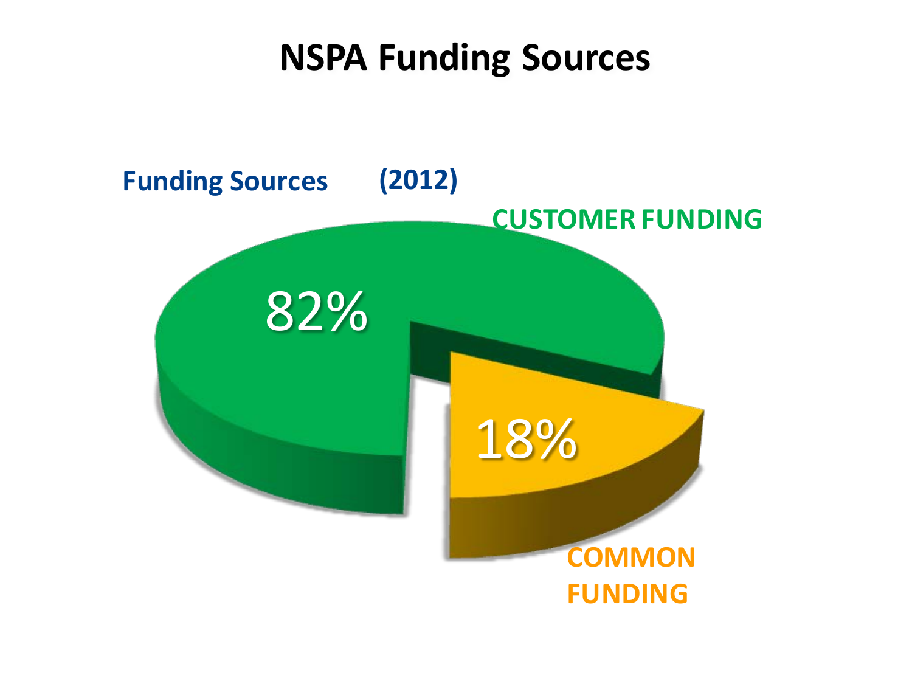# NSPA Funding Sources

**Funding Sources (2012)**

**CUSTOMER FUNDING**

82%

18%

**COMMON FUNDING**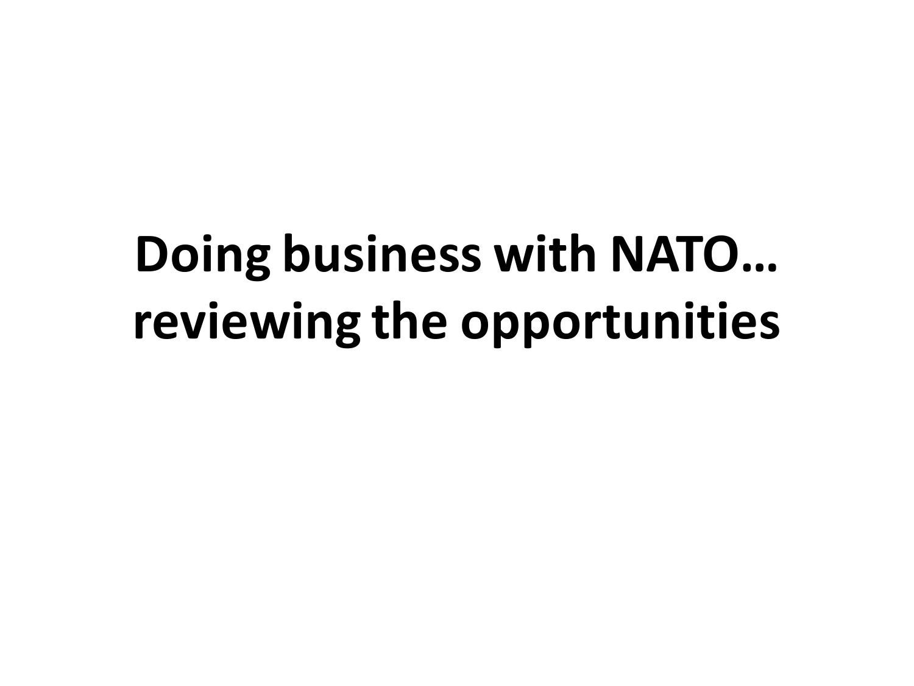# Doing business with NATO… reviewing the opportunities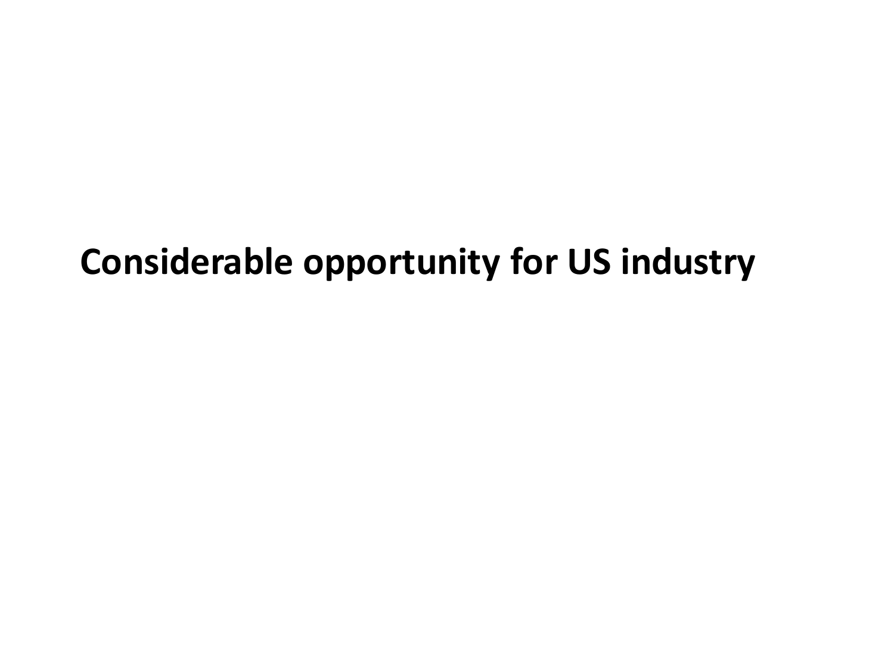**Considerable opportunity for US industry**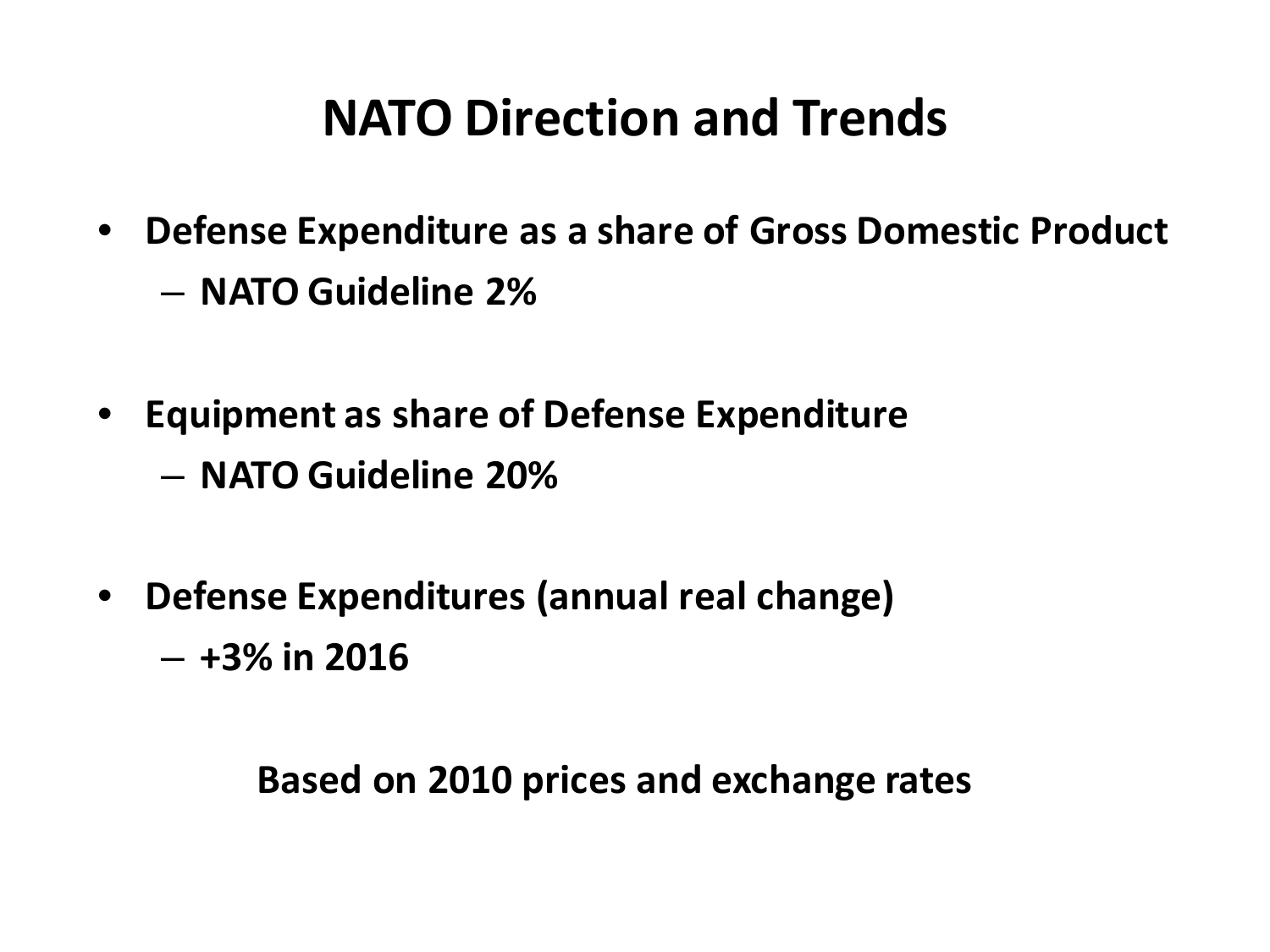# NATO Direction and Trends

- **Defense Expenditure as a share of Gross Domestic Product**
  - **NATO Guideline 2%**

- **Equipment as share of Defense Expenditure**
  - **NATO Guideline 20%**

- **Defense Expenditures (annual real change)**
  - **+3% in 2016**

**Based on 2010 prices and exchange rates**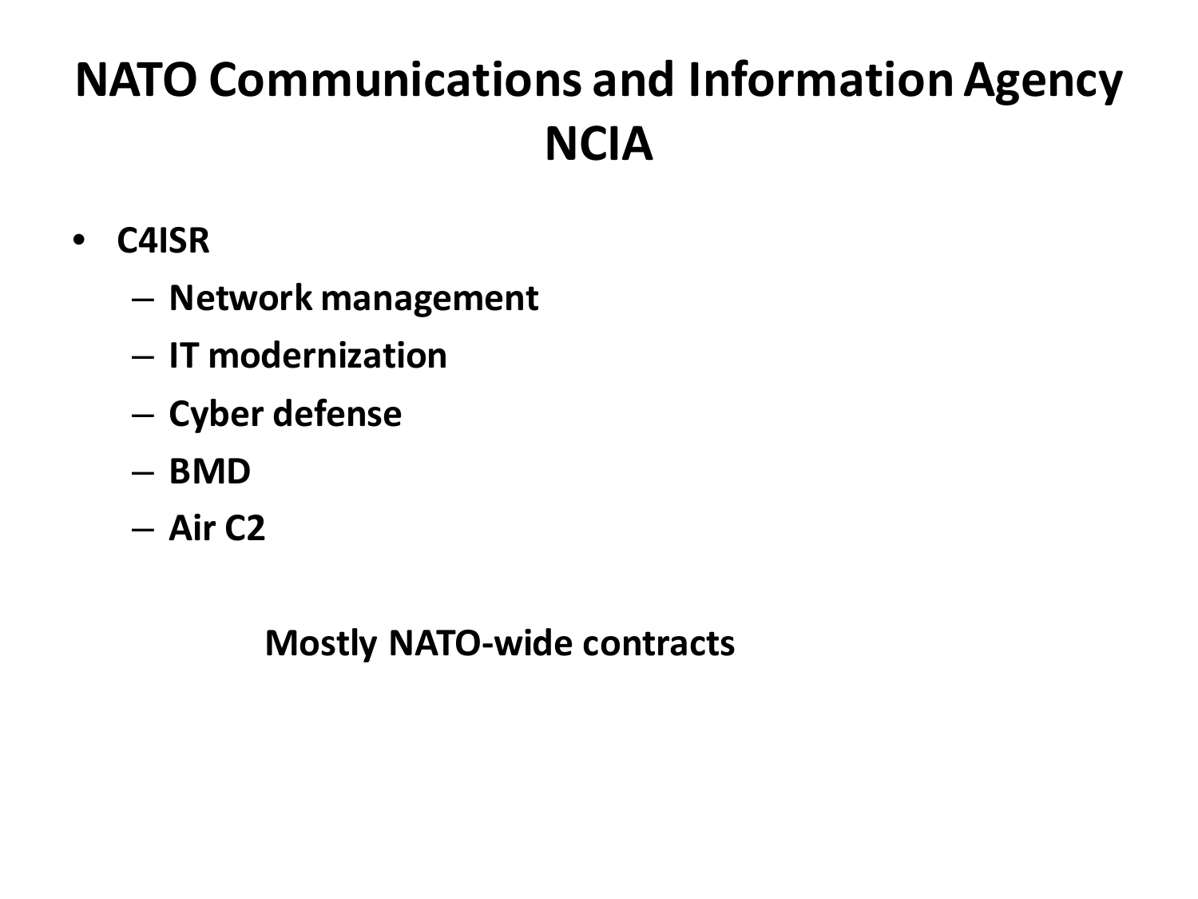# NATO Communications and Information Agency NCIA

- **C4ISR**
  - **Network management**
  - **IT modernization**
  - **Cyber defense**
  - **BMD**
  - **Air C2**

**Mostly NATO-wide contracts**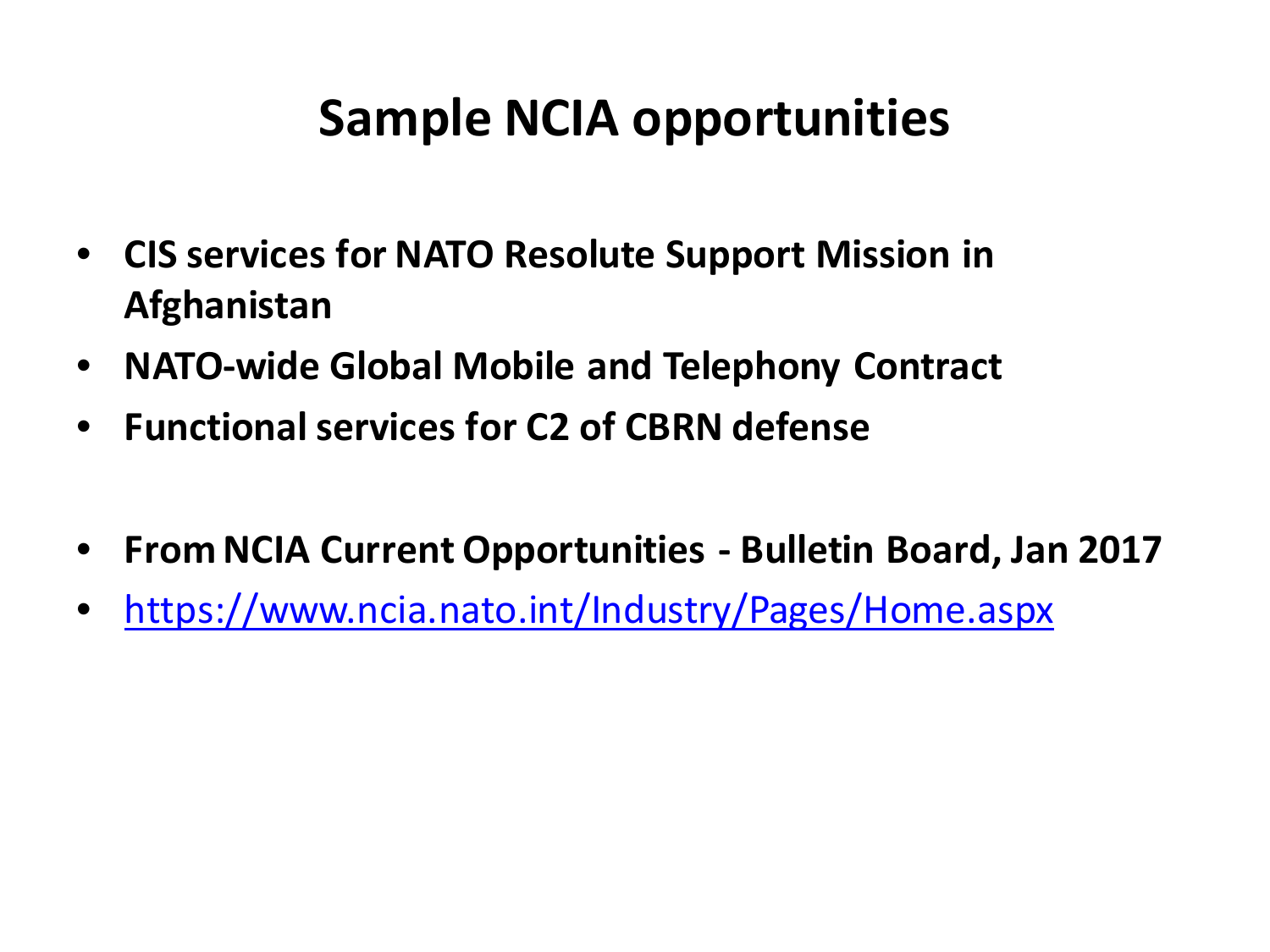# Sample NCIA opportunities

- **CIS services for NATO Resolute Support Mission in Afghanistan**
- **NATO-wide Global Mobile and Telephony Contract**
- **Functional services for C2 of CBRN defense**

- **From NCIA Current Opportunities - Bulletin Board, Jan 2017**
- [https://www.ncia.nato.int/Industry/Pages/Home.aspx](https://www.ncia.nato.int/Industry/Pages/Home.aspx)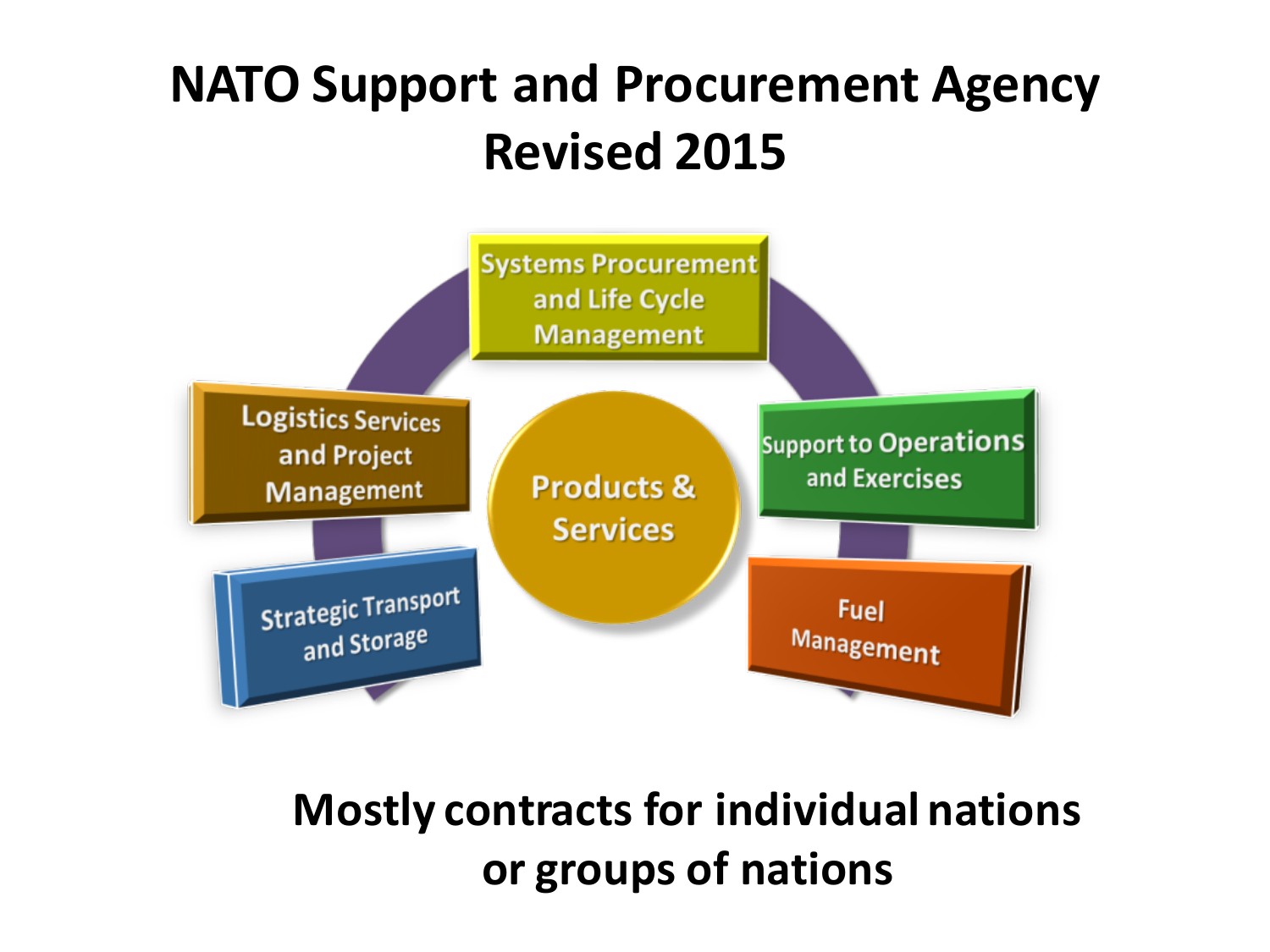# NATO Support and Procurement Agency Revised 2015

- Systems Procurement and Life Cycle Management
- Logistics Services and Project Management
- Support to Operations and Exercises
- Products & Services
- Strategic Transport and Storage
- Fuel Management

**Mostly contracts for individual nations or groups of nations**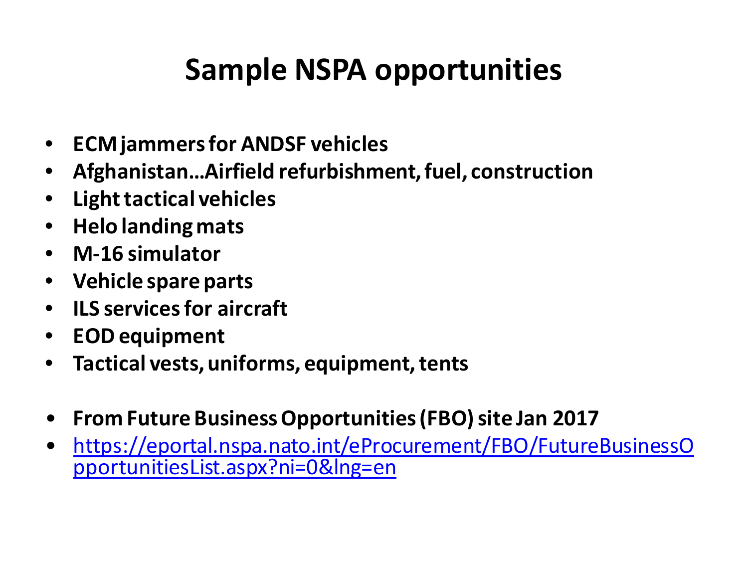# Sample NSPA opportunities

- **ECM jammers for ANDSF vehicles**
- **Afghanistan…Airfield refurbishment, fuel, construction**
- **Light tactical vehicles**
- **Helo landing mats**
- **M-16 simulator**
- **Vehicle spare parts**
- **ILS services for aircraft**
- **EOD equipment**
- **Tactical vests, uniforms, equipment, tents**

- **From Future Business Opportunities (FBO) site Jan 2017**
- https://eportal.nspa.nato.int/eProcurement/FBO/FutureBusinessOpportunitiesList.aspx?ni=0&lng=en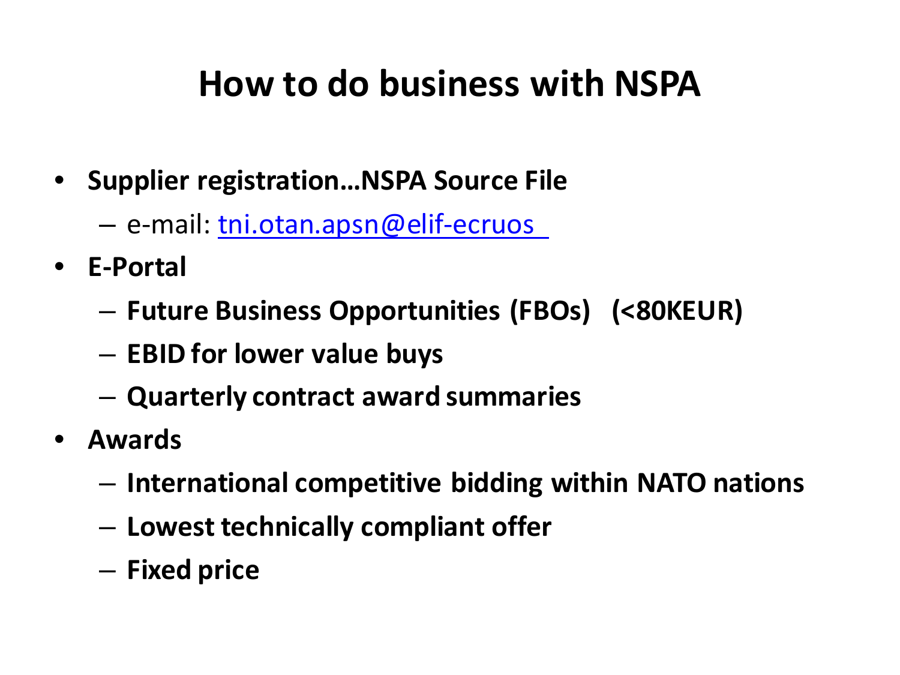# How to do business with NSPA

- **Supplier registration…NSPA Source File**
  - e-mail: tni.otan.apsn@elif-ecruos
- **E-Portal**
  - **Future Business Opportunities (FBOs) (<80KEUR)**
  - **EBID for lower value buys**
  - **Quarterly contract award summaries**
- **Awards**
  - **International competitive bidding within NATO nations**
  - **Lowest technically compliant offer**
  - **Fixed price**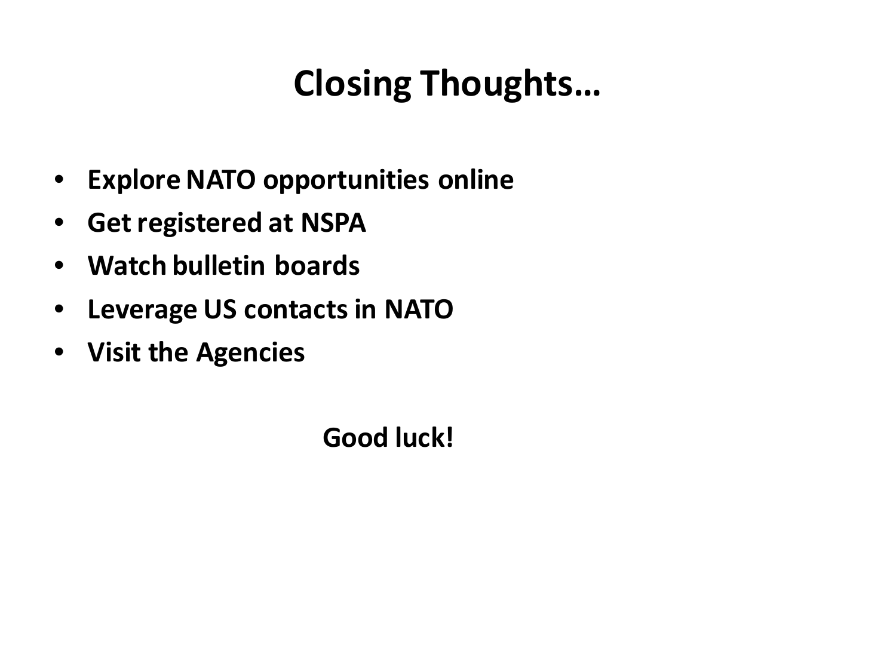# Closing Thoughts…

- **Explore NATO opportunities online**
- **Get registered at NSPA**
- **Watch bulletin boards**
- **Leverage US contacts in NATO**
- **Visit the Agencies**

**Good luck!**